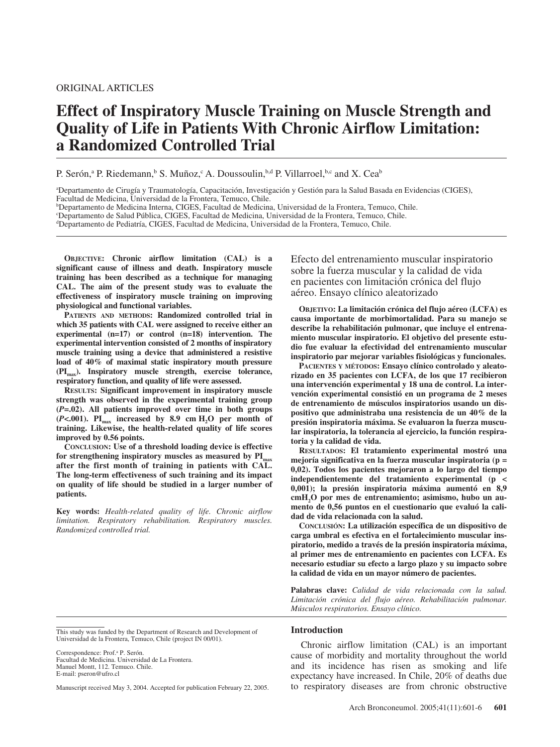ORIGINAL ARTICLES

# Effect of Inspiratory Muscle Training on Muscle Strength and Quality of Life in Patients With Chronic Airflow Limitation: a Randomized Controlled Trial

P. Serón,[a] P. Riedemann,[b] S. Muñoz,[c] A. Doussoulin,[b,d] P. Villarroel,[b,c] and X. Cea[b]

[a]Departamento de Cirugía y Traumatología, Capacitación, Investigación y Gestión para la Salud Basada en Evidencias (CIGES), Facultad de Medicina, Universidad de la Frontera, Temuco, Chile.
[b]Departamento de Medicina Interna, CIGES, Facultad de Medicina, Universidad de la Frontera, Temuco, Chile.
[c]Departamento de Salud Pública, CIGES, Facultad de Medicina, Universidad de la Frontera, Temuco, Chile.
[d]Departamento de Pediatría, CIGES, Facultad de Medicina, Universidad de la Frontera, Temuco, Chile.

**OBJECTIVE: Chronic airflow limitation (CAL) is a significant cause of illness and death. Inspiratory muscle training has been described as a technique for managing CAL. The aim of the present study was to evaluate the effectiveness of inspiratory muscle training on improving physiological and functional variables.**

**PATIENTS AND METHODS: Randomized controlled trial in which 35 patients with CAL were assigned to receive either an experimental (n=17) or control (n=18) intervention. The experimental intervention consisted of 2 months of inspiratory muscle training using a device that administered a resistive load of 40% of maximal static inspiratory mouth pressure ($PI_{max}$). Inspiratory muscle strength, exercise tolerance, respiratory function, and quality of life were assessed.**

**RESULTS: Significant improvement in inspiratory muscle strength was observed in the experimental training group (*P*=.02). All patients improved over time in both groups (*P*<.001). $PI_{max}$ increased by 8.9 cm $H_2O$ per month of training. Likewise, the health-related quality of life scores improved by 0.56 points.**

**CONCLUSION: Use of a threshold loading device is effective for strengthening inspiratory muscles as measured by $PI_{max}$ after the first month of training in patients with CAL. The long-term effectiveness of such training and its impact on quality of life should be studied in a larger number of patients.**

**Key words:** *Health-related quality of life. Chronic airflow limitation. Respiratory rehabilitation. Respiratory muscles. Randomized controlled trial.*

## Efecto del entrenamiento muscular inspiratorio sobre la fuerza muscular y la calidad de vida en pacientes con limitación crónica del flujo aéreo. Ensayo clínico aleatorizado

**OBJETIVO: La limitación crónica del flujo aéreo (LCFA) es causa importante de morbimortalidad. Para su manejo se describe la rehabilitación pulmonar, que incluye el entrenamiento muscular inspiratorio. El objetivo del presente estudio fue evaluar la efectividad del entrenamiento muscular inspiratorio par mejorar variables fisiológicas y funcionales.**

**PACIENTES Y MÉTODOS: Ensayo clínico controlado y aleatorizado en 35 pacientes con LCFA, de los que 17 recibieron una intervención experimental y 18 una de control. La intervención experimental consistió en un programa de 2 meses de entrenamiento de músculos inspiratorios usando un dispositivo que administraba una resistencia de un 40% de la presión inspiratoria máxima. Se evaluaron la fuerza muscular inspiratoria, la tolerancia al ejercicio, la función respiratoria y la calidad de vida.**

**RESULTADOS: El tratamiento experimental mostró una mejoría significativa en la fuerza muscular inspiratoria (p = 0,02). Todos los pacientes mejoraron a lo largo del tiempo independientemente del tratamiento experimental (p < 0,001); la presión inspiratoria máxima aumentó en 8,9 $cmH_2O$ por mes de entrenamiento; asimismo, hubo un aumento de 0,56 puntos en el cuestionario que evaluó la calidad de vida relacionada con la salud.**

**CONCLUSIÓN: La utilización específica de un dispositivo de carga umbral es efectiva en el fortalecimiento muscular inspiratorio, medido a través de la presión inspiratoria máxima, al primer mes de entrenamiento en pacientes con LCFA. Es necesario estudiar su efecto a largo plazo y su impacto sobre la calidad de vida en un mayor número de pacientes.**

**Palabras clave:** *Calidad de vida relacionada con la salud. Limitación crónica del flujo aéreo. Rehabilitación pulmonar. Músculos respiratorios. Ensayo clínico.*

This study was funded by the Department of Research and Development of Universidad de la Frontera, Temuco, Chile (project IN 00/01).

Correspondence: Prof.ª P. Serón.
Facultad de Medicina. Universidad de La Frontera.
Manuel Montt, 112. Temuco. Chile.
E-mail: pseron@ufro.cl

Manuscript received May 3, 2004. Accepted for publication February 22, 2005.

## Introduction

Chronic airflow limitation (CAL) is an important cause of morbidity and mortality throughout the world and its incidence has risen as smoking and life expectancy have increased. In Chile, 20% of deaths due to respiratory diseases are from chronic obstructive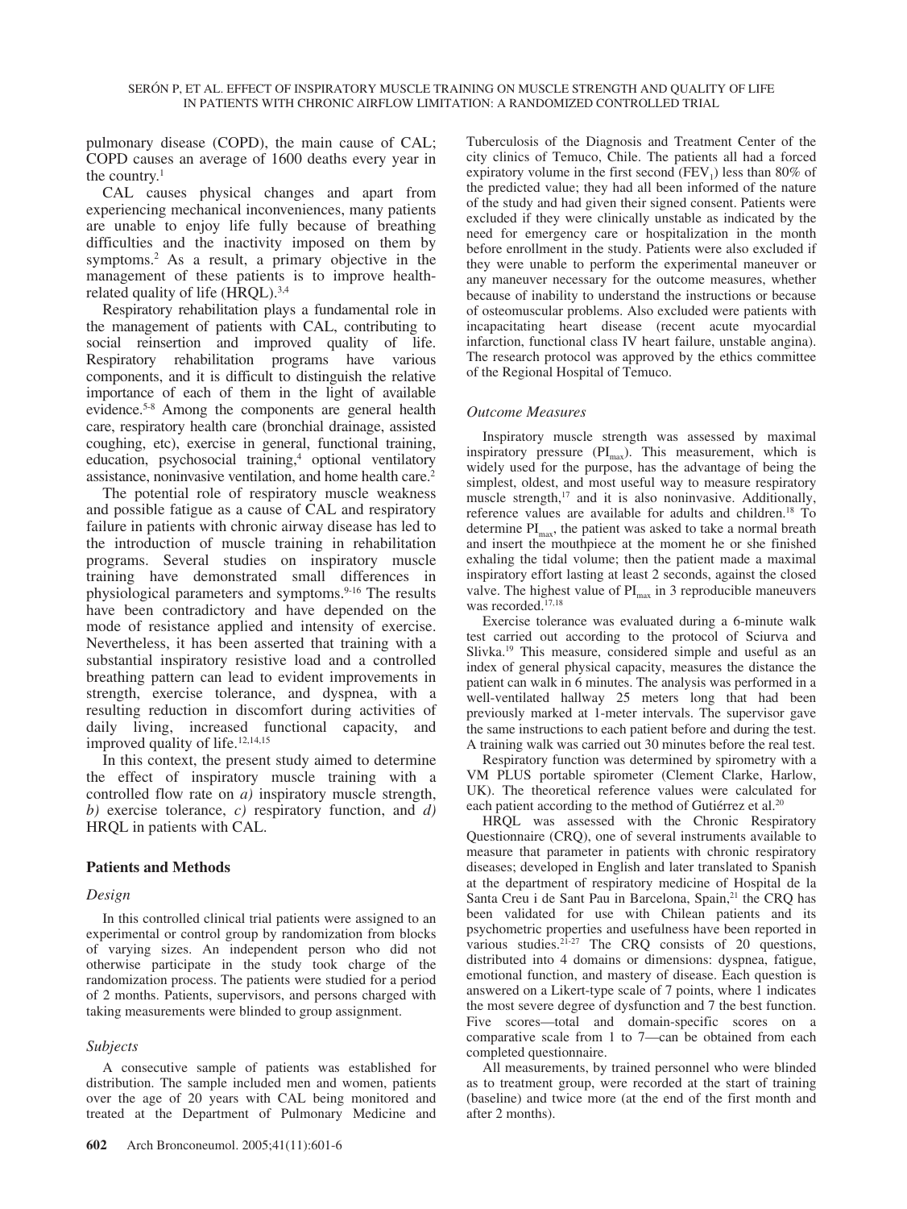pulmonary disease (COPD), the main cause of CAL; COPD causes an average of 1600 deaths every year in the country.[1]

CAL causes physical changes and apart from experiencing mechanical inconveniences, many patients are unable to enjoy life fully because of breathing difficulties and the inactivity imposed on them by symptoms.[2] As a result, a primary objective in the management of these patients is to improve health-related quality of life (HRQL).[3,4]

Respiratory rehabilitation plays a fundamental role in the management of patients with CAL, contributing to social reinsertion and improved quality of life. Respiratory rehabilitation programs have various components, and it is difficult to distinguish the relative importance of each of them in the light of available evidence.[5-8] Among the components are general health care, respiratory health care (bronchial drainage, assisted coughing, etc), exercise in general, functional training, education, psychosocial training,[4] optional ventilatory assistance, noninvasive ventilation, and home health care.[2]

The potential role of respiratory muscle weakness and possible fatigue as a cause of CAL and respiratory failure in patients with chronic airway disease has led to the introduction of muscle training in rehabilitation programs. Several studies on inspiratory muscle training have demonstrated small differences in physiological parameters and symptoms.[9-16] The results have been contradictory and have depended on the mode of resistance applied and intensity of exercise. Nevertheless, it has been asserted that training with a substantial inspiratory resistive load and a controlled breathing pattern can lead to evident improvements in strength, exercise tolerance, and dyspnea, with a resulting reduction in discomfort during activities of daily living, increased functional capacity, and improved quality of life.[12,14,15]

In this context, the present study aimed to determine the effect of inspiratory muscle training with a controlled flow rate on *a)* inspiratory muscle strength, *b)* exercise tolerance, *c)* respiratory function, and *d)* HRQL in patients with CAL.

## Patients and Methods

### Design

In this controlled clinical trial patients were assigned to an experimental or control group by randomization from blocks of varying sizes. An independent person who did not otherwise participate in the study took charge of the randomization process. The patients were studied for a period of 2 months. Patients, supervisors, and persons charged with taking measurements were blinded to group assignment.

### Subjects

A consecutive sample of patients was established for distribution. The sample included men and women, patients over the age of 20 years with CAL being monitored and treated at the Department of Pulmonary Medicine and Tuberculosis of the Diagnosis and Treatment Center of the city clinics of Temuco, Chile. The patients all had a forced expiratory volume in the first second ($FEV_1$) less than 80% of the predicted value; they had all been informed of the nature of the study and had given their signed consent. Patients were excluded if they were clinically unstable as indicated by the need for emergency care or hospitalization in the month before enrollment in the study. Patients were also excluded if they were unable to perform the experimental maneuver or any maneuver necessary for the outcome measures, whether because of inability to understand the instructions or because of osteomuscular problems. Also excluded were patients with incapacitating heart disease (recent acute myocardial infarction, functional class IV heart failure, unstable angina). The research protocol was approved by the ethics committee of the Regional Hospital of Temuco.

### Outcome Measures

Inspiratory muscle strength was assessed by maximal inspiratory pressure ($PI_{max}$). This measurement, which is widely used for the purpose, has the advantage of being the simplest, oldest, and most useful way to measure respiratory muscle strength,[17] and it is also noninvasive. Additionally, reference values are available for adults and children.[18] To determine $PI_{max}$, the patient was asked to take a normal breath and insert the mouthpiece at the moment he or she finished exhaling the tidal volume; then the patient made a maximal inspiratory effort lasting at least 2 seconds, against the closed valve. The highest value of $PI_{max}$ in 3 reproducible maneuvers was recorded.[17,18]

Exercise tolerance was evaluated during a 6-minute walk test carried out according to the protocol of Sciurva and Slivka.[19] This measure, considered simple and useful as an index of general physical capacity, measures the distance the patient can walk in 6 minutes. The analysis was performed in a well-ventilated hallway 25 meters long that had been previously marked at 1-meter intervals. The supervisor gave the same instructions to each patient before and during the test. A training walk was carried out 30 minutes before the real test.

Respiratory function was determined by spirometry with a VM PLUS portable spirometer (Clement Clarke, Harlow, UK). The theoretical reference values were calculated for each patient according to the method of Gutiérrez et al.[20]

HRQL was assessed with the Chronic Respiratory Questionnaire (CRQ), one of several instruments available to measure that parameter in patients with chronic respiratory diseases; developed in English and later translated to Spanish at the department of respiratory medicine of Hospital de la Santa Creu i de Sant Pau in Barcelona, Spain,[21] the CRQ has been validated for use with Chilean patients and its psychometric properties and usefulness have been reported in various studies.[21-27] The CRQ consists of 20 questions, distributed into 4 domains or dimensions: dyspnea, fatigue, emotional function, and mastery of disease. Each question is answered on a Likert-type scale of 7 points, where 1 indicates the most severe degree of dysfunction and 7 the best function. Five scores—total and domain-specific scores on a comparative scale from 1 to 7—can be obtained from each completed questionnaire.

All measurements, by trained personnel who were blinded as to treatment group, were recorded at the start of training (baseline) and twice more (at the end of the first month and after 2 months).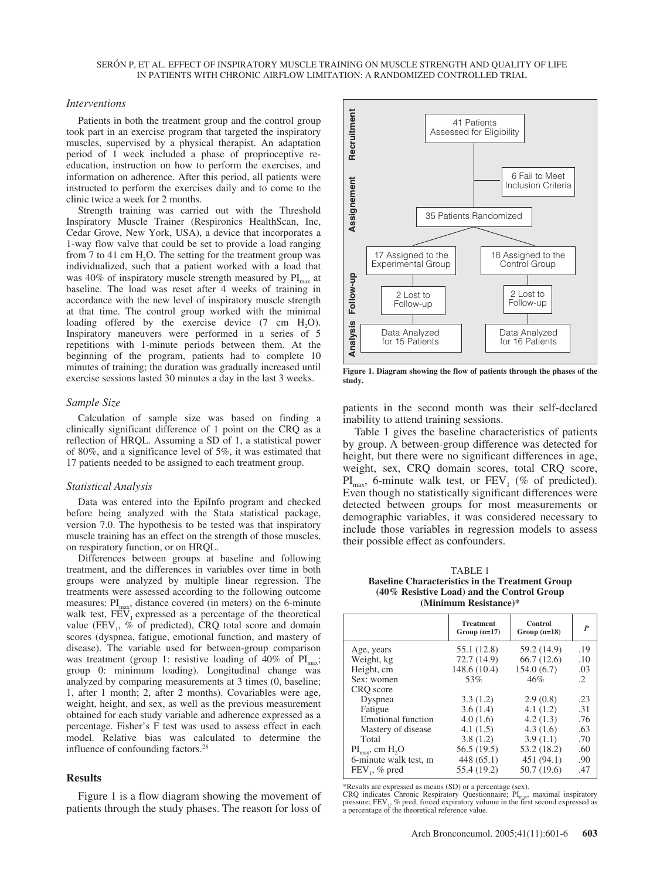### *Interventions*

Patients in both the treatment group and the control group took part in an exercise program that targeted the inspiratory muscles, supervised by a physical therapist. An adaptation period of 1 week included a phase of proprioceptive re-education, instruction on how to perform the exercises, and information on adherence. After this period, all patients were instructed to perform the exercises daily and to come to the clinic twice a week for 2 months.

Strength training was carried out with the Threshold Inspiratory Muscle Trainer (Respironics HealthScan, Inc, Cedar Grove, New York, USA), a device that incorporates a 1-way flow valve that could be set to provide a load ranging from 7 to 41 cm $H_2O$. The setting for the treatment group was individualized, such that a patient worked with a load that was 40% of inspiratory muscle strength measured by $PI_{max}$ at baseline. The load was reset after 4 weeks of training in accordance with the new level of inspiratory muscle strength at that time. The control group worked with the minimal loading offered by the exercise device (7 cm $H_2O$). Inspiratory maneuvers were performed in a series of 5 repetitions with 1-minute periods between them. At the beginning of the program, patients had to complete 10 minutes of training; the duration was gradually increased until exercise sessions lasted 30 minutes a day in the last 3 weeks.

### *Sample Size*

Calculation of sample size was based on finding a clinically significant difference of 1 point on the CRQ as a reflection of HRQL. Assuming a SD of 1, a statistical power of 80%, and a significance level of 5%, it was estimated that 17 patients needed to be assigned to each treatment group.

### *Statistical Analysis*

Data was entered into the EpiInfo program and checked before being analyzed with the Stata statistical package, version 7.0. The hypothesis to be tested was that inspiratory muscle training has an effect on the strength of those muscles, on respiratory function, or on HRQL.

Differences between groups at baseline and following treatment, and the differences in variables over time in both groups were analyzed by multiple linear regression. The treatments were assessed according to the following outcome measures: $PI_{max}$, distance covered (in meters) on the 6-minute walk test, $FEV_1$ expressed as a percentage of the theoretical value ($FEV_1$, % of predicted), CRQ total score and domain scores (dyspnea, fatigue, emotional function, and mastery of disease). The variable used for between-group comparison was treatment (group 1: resistive loading of 40% of $PI_{max}$; group 0: minimum loading). Longitudinal change was analyzed by comparing measurements at 3 times (0, baseline; 1, after 1 month; 2, after 2 months). Covariables were age, weight, height, and sex, as well as the previous measurement obtained for each study variable and adherence expressed as a percentage. Fisher's F test was used to assess effect in each model. Relative bias was calculated to determine the influence of confounding factors.[28]

## Results

Figure 1 is a flow diagram showing the movement of patients through the study phases. The reason for loss of patients in the second month was their self-declared inability to attend training sessions.

Recruitment: 41 Patients Assessed for Eligibility → 6 Fail to Meet Inclusion Criteria

Assignement: 35 Patients Randomized → 17 Assigned to the Experimental Group; 18 Assigned to the Control Group

Follow-up: 2 Lost to Follow-up (Experimental Group); 2 Lost to Follow-up (Control Group)

Analysis: Data Analyzed for 15 Patients (Experimental Group); Data Analyzed for 16 Patients (Control Group)

**Figure 1. Diagram showing the flow of patients through the phases of the study.**

Table 1 gives the baseline characteristics of patients by group. A between-group difference was detected for height, but there were no significant differences in age, weight, sex, CRQ domain scores, total CRQ score, $PI_{max}$, 6-minute walk test, or $FEV_1$ (% of predicted). Even though no statistically significant differences were detected between groups for most measurements or demographic variables, it was considered necessary to include those variables in regression models to assess their possible effect as confounders.

TABLE 1
**Baseline Characteristics in the Treatment Group (40% Resistive Load) and the Control Group (Minimum Resistance)***

| | Treatment Group (n=17) | Control Group (n=18) | *P* |
|---|---|---|---|
| Age, years | 55.1 (12.8) | 59.2 (14.9) | .19 |
| Weight, kg | 72.7 (14.9) | 66.7 (12.6) | .10 |
| Height, cm | 148.6 (10.4) | 154.0 (6.7) | .03 |
| Sex: women | 53% | 46% | .2 |
| CRQ score | | | |
| Dyspnea | 3.3 (1.2) | 2.9 (0.8) | .23 |
| Fatigue | 3.6 (1.4) | 4.1 (1.2) | .31 |
| Emotional function | 4.0 (1.6) | 4.2 (1.3) | .76 |
| Mastery of disease | 4.1 (1.5) | 4.3 (1.6) | .63 |
| Total | 3.8 (1.2) | 3.9 (1.1) | .70 |
| $PI_{max}$, cm $H_2O$ | 56.5 (19.5) | 53.2 (18.2) | .60 |
| 6-minute walk test, m | 448 (65.1) | 451 (94.1) | .90 |
| $FEV_1$, % pred | 55.4 (19.2) | 50.7 (19.6) | .47 |

*Results are expressed as means (SD) or a percentage (sex).
CRQ indicates Chronic Respiratory Questionnaire; $PI_{max}$, maximal inspiratory pressure; $FEV_1$, % pred, forced expiratory volume in the first second expressed as a percentage of the theoretical reference value.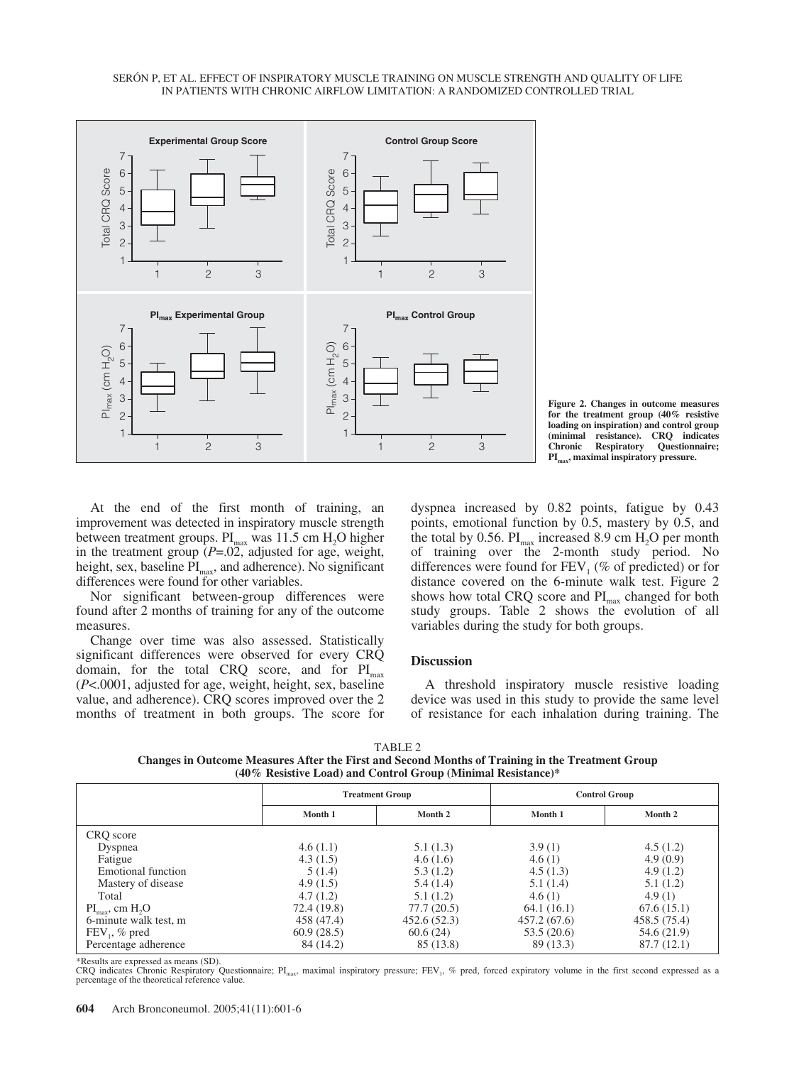Figure 2. Changes in outcome measures for the treatment group (40% resistive loading on inspiration) and control group (minimal resistance). CRQ indicates Chronic Respiratory Questionnaire; $PI_{max}$, maximal inspiratory pressure.

At the end of the first month of training, an improvement was detected in inspiratory muscle strength between treatment groups. $PI_{max}$ was 11.5 cm $H_2O$ higher in the treatment group ($P$=.02, adjusted for age, weight, height, sex, baseline $PI_{max}$, and adherence). No significant differences were found for other variables.

Nor significant between-group differences were found after 2 months of training for any of the outcome measures.

Change over time was also assessed. Statistically significant differences were observed for every CRQ domain, for the total CRQ score, and for $PI_{max}$ ($P$<.0001, adjusted for age, weight, height, sex, baseline value, and adherence). CRQ scores improved over the 2 months of treatment in both groups. The score for dyspnea increased by 0.82 points, fatigue by 0.43 points, emotional function by 0.5, mastery by 0.5, and the total by 0.56. $PI_{max}$ increased 8.9 cm $H_2O$ per month of training over the 2-month study period. No differences were found for $FEV_1$ (% of predicted) or for distance covered on the 6-minute walk test. Figure 2 shows how total CRQ score and $PI_{max}$ changed for both study groups. Table 2 shows the evolution of all variables during the study for both groups.

## Discussion

A threshold inspiratory muscle resistive loading device was used in this study to provide the same level of resistance for each inhalation during training. The

TABLE 2
**Changes in Outcome Measures After the First and Second Months of Training in the Treatment Group (40% Resistive Load) and Control Group (Minimal Resistance)***

| | Treatment Group | | Control Group | |
|---|---|---|---|---|
| | Month 1 | Month 2 | Month 1 | Month 2 |
| CRQ score | | | | |
| Dyspnea | 4.6 (1.1) | 5.1 (1.3) | 3.9 (1) | 4.5 (1.2) |
| Fatigue | 4.3 (1.5) | 4.6 (1.6) | 4.6 (1) | 4.9 (0.9) |
| Emotional function | 5 (1.4) | 5.3 (1.2) | 4.5 (1.3) | 4.9 (1.2) |
| Mastery of disease | 4.9 (1.5) | 5.4 (1.4) | 5.1 (1.4) | 5.1 (1.2) |
| Total | 4.7 (1.2) | 5.1 (1.2) | 4.6 (1) | 4.9 (1) |
| $PI_{max}$, cm $H_2O$ | 72.4 (19.8) | 77.7 (20.5) | 64.1 (16.1) | 67.6 (15.1) |
| 6-minute walk test, m | 458 (47.4) | 452.6 (52.3) | 457.2 (67.6) | 458.5 (75.4) |
| $FEV_1$, % pred | 60.9 (28.5) | 60.6 (24) | 53.5 (20.6) | 54.6 (21.9) |
| Percentage adherence | 84 (14.2) | 85 (13.8) | 89 (13.3) | 87.7 (12.1) |

*Results are expressed as means (SD).
CRQ indicates Chronic Respiratory Questionnaire; $PI_{max}$, maximal inspiratory pressure; $FEV_1$, % pred, forced expiratory volume in the first second expressed as a percentage of the theoretical reference value.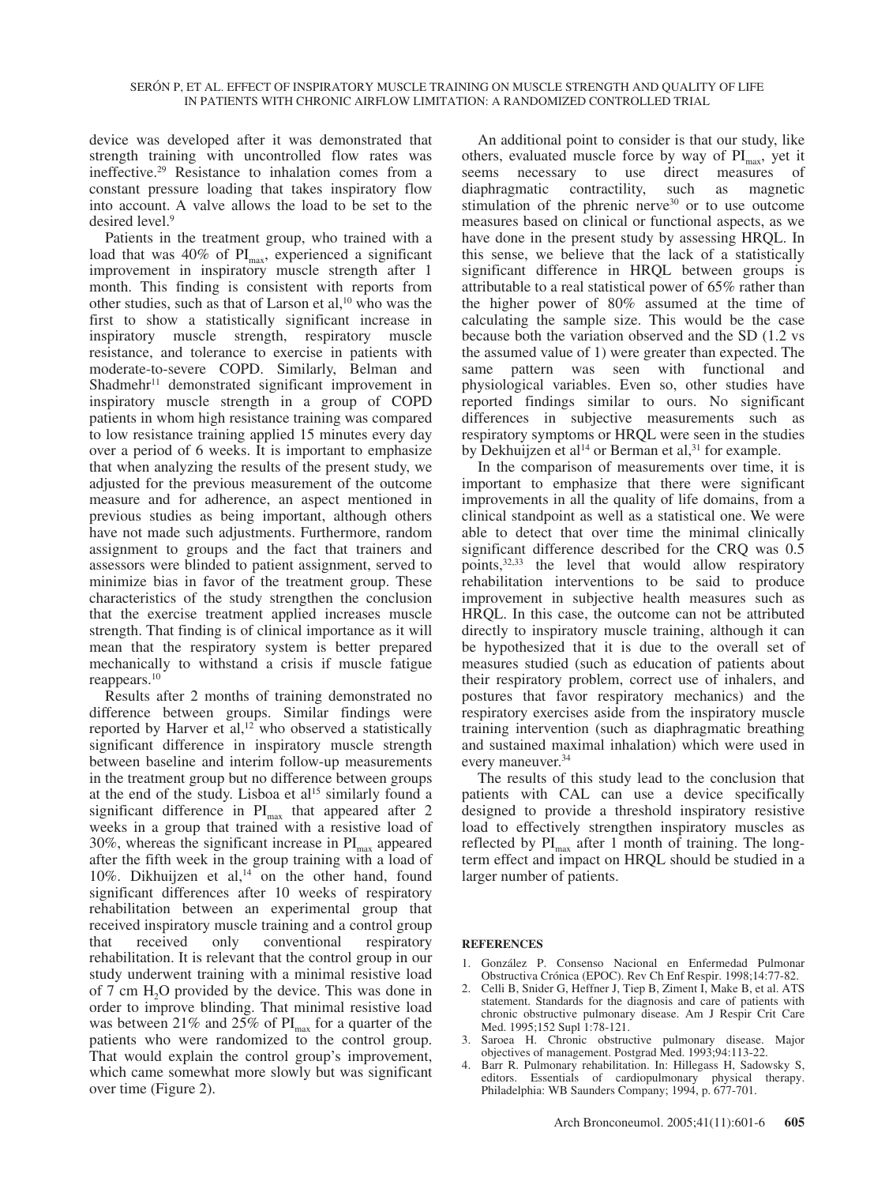device was developed after it was demonstrated that strength training with uncontrolled flow rates was ineffective.[29] Resistance to inhalation comes from a constant pressure loading that takes inspiratory flow into account. A valve allows the load to be set to the desired level.[9]

Patients in the treatment group, who trained with a load that was 40% of $PI_{max}$, experienced a significant improvement in inspiratory muscle strength after 1 month. This finding is consistent with reports from other studies, such as that of Larson et al,[10] who was the first to show a statistically significant increase in inspiratory muscle strength, respiratory muscle resistance, and tolerance to exercise in patients with moderate-to-severe COPD. Similarly, Belman and Shadmehr[11] demonstrated significant improvement in inspiratory muscle strength in a group of COPD patients in whom high resistance training was compared to low resistance training applied 15 minutes every day over a period of 6 weeks. It is important to emphasize that when analyzing the results of the present study, we adjusted for the previous measurement of the outcome measure and for adherence, an aspect mentioned in previous studies as being important, although others have not made such adjustments. Furthermore, random assignment to groups and the fact that trainers and assessors were blinded to patient assignment, served to minimize bias in favor of the treatment group. These characteristics of the study strengthen the conclusion that the exercise treatment applied increases muscle strength. That finding is of clinical importance as it will mean that the respiratory system is better prepared mechanically to withstand a crisis if muscle fatigue reappears.[10]

Results after 2 months of training demonstrated no difference between groups. Similar findings were reported by Harver et al,[12] who observed a statistically significant difference in inspiratory muscle strength between baseline and interim follow-up measurements in the treatment group but no difference between groups at the end of the study. Lisboa et al[15] similarly found a significant difference in $PI_{max}$ that appeared after 2 weeks in a group that trained with a resistive load of 30%, whereas the significant increase in $PI_{max}$ appeared after the fifth week in the group training with a load of 10%. Dikhuijzen et al,[14] on the other hand, found significant differences after 10 weeks of respiratory rehabilitation between an experimental group that received inspiratory muscle training and a control group that received only conventional respiratory rehabilitation. It is relevant that the control group in our study underwent training with a minimal resistive load of 7 cm $H_2O$ provided by the device. This was done in order to improve blinding. That minimal resistive load was between 21% and 25% of $PI_{max}$ for a quarter of the patients who were randomized to the control group. That would explain the control group's improvement, which came somewhat more slowly but was significant over time (Figure 2).

An additional point to consider is that our study, like others, evaluated muscle force by way of $PI_{max}$, yet it seems necessary to use direct measures of diaphragmatic contractility, such as magnetic stimulation of the phrenic nerve[30] or to use outcome measures based on clinical or functional aspects, as we have done in the present study by assessing HRQL. In this sense, we believe that the lack of a statistically significant difference in HRQL between groups is attributable to a real statistical power of 65% rather than the higher power of 80% assumed at the time of calculating the sample size. This would be the case because both the variation observed and the SD (1.2 vs the assumed value of 1) were greater than expected. The same pattern was seen with functional and physiological variables. Even so, other studies have reported findings similar to ours. No significant differences in subjective measurements such as respiratory symptoms or HRQL were seen in the studies by Dekhuijzen et al[14] or Berman et al,[31] for example.

In the comparison of measurements over time, it is important to emphasize that there were significant improvements in all the quality of life domains, from a clinical standpoint as well as a statistical one. We were able to detect that over time the minimal clinically significant difference described for the CRQ was 0.5 points,[32,33] the level that would allow respiratory rehabilitation interventions to be said to produce improvement in subjective health measures such as HRQL. In this case, the outcome can not be attributed directly to inspiratory muscle training, although it can be hypothesized that it is due to the overall set of measures studied (such as education of patients about their respiratory problem, correct use of inhalers, and postures that favor respiratory mechanics) and the respiratory exercises aside from the inspiratory muscle training intervention (such as diaphragmatic breathing and sustained maximal inhalation) which were used in every maneuver.[34]

The results of this study lead to the conclusion that patients with CAL can use a device specifically designed to provide a threshold inspiratory resistive load to effectively strengthen inspiratory muscles as reflected by $PI_{max}$ after 1 month of training. The long-term effect and impact on HRQL should be studied in a larger number of patients.

## REFERENCES

1. González P. Consenso Nacional en Enfermedad Pulmonar Obstructiva Crónica (EPOC). Rev Ch Enf Respir. 1998;14:77-82.
2. Celli B, Snider G, Heffner J, Tiep B, Ziment I, Make B, et al. ATS statement. Standards for the diagnosis and care of patients with chronic obstructive pulmonary disease. Am J Respir Crit Care Med. 1995;152 Supl 1:78-121.
3. Saroea H. Chronic obstructive pulmonary disease. Major objectives of management. Postgrad Med. 1993;94:113-22.
4. Barr R. Pulmonary rehabilitation. In: Hillegass H, Sadowsky S, editors. Essentials of cardiopulmonary physical therapy. Philadelphia: WB Saunders Company; 1994, p. 677-701.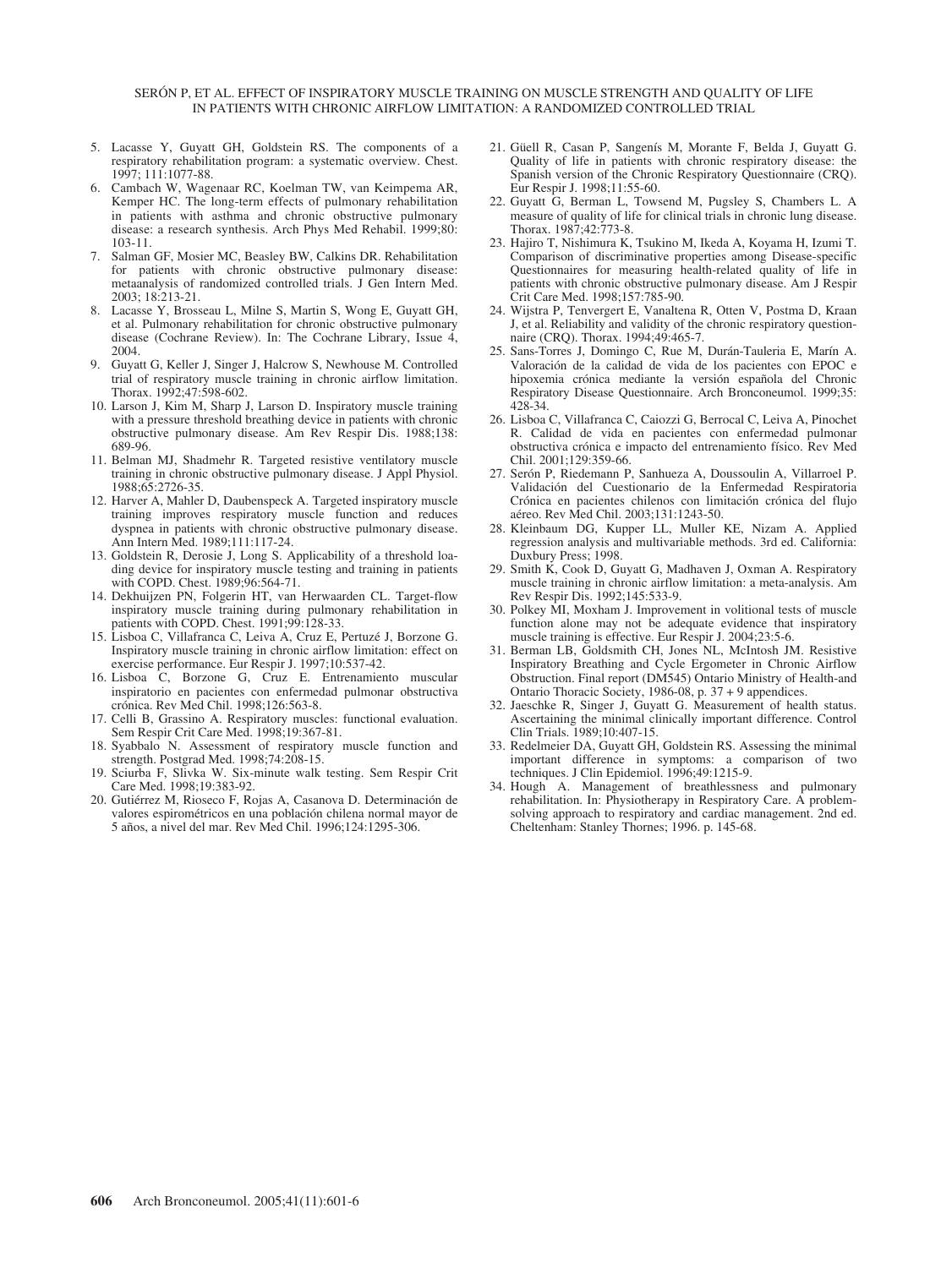5. Lacasse Y, Guyatt GH, Goldstein RS. The components of a respiratory rehabilitation program: a systematic overview. Chest. 1997; 111:1077-88.
6. Cambach W, Wagenaar RC, Koelman TW, van Keimpema AR, Kemper HC. The long-term effects of pulmonary rehabilitation in patients with asthma and chronic obstructive pulmonary disease: a research synthesis. Arch Phys Med Rehabil. 1999;80: 103-11.
7. Salman GF, Mosier MC, Beasley BW, Calkins DR. Rehabilitation for patients with chronic obstructive pulmonary disease: metaanalysis of randomized controlled trials. J Gen Intern Med. 2003; 18:213-21.
8. Lacasse Y, Brosseau L, Milne S, Martin S, Wong E, Guyatt GH, et al. Pulmonary rehabilitation for chronic obstructive pulmonary disease (Cochrane Review). In: The Cochrane Library, Issue 4, 2004.
9. Guyatt G, Keller J, Singer J, Halcrow S, Newhouse M. Controlled trial of respiratory muscle training in chronic airflow limitation. Thorax. 1992;47:598-602.
10. Larson J, Kim M, Sharp J, Larson D. Inspiratory muscle training with a pressure threshold breathing device in patients with chronic obstructive pulmonary disease. Am Rev Respir Dis. 1988;138: 689-96.
11. Belman MJ, Shadmehr R. Targeted resistive ventilatory muscle training in chronic obstructive pulmonary disease. J Appl Physiol. 1988;65:2726-35.
12. Harver A, Mahler D, Daubenspeck A. Targeted inspiratory muscle training improves respiratory muscle function and reduces dyspnea in patients with chronic obstructive pulmonary disease. Ann Intern Med. 1989;111:117-24.
13. Goldstein R, Derosie J, Long S. Applicability of a threshold loading device for inspiratory muscle testing and training in patients with COPD. Chest. 1989;96:564-71.
14. Dekhuijzen PN, Folgerin HT, van Herwaarden CL. Target-flow inspiratory muscle training during pulmonary rehabilitation in patients with COPD. Chest. 1991;99:128-33.
15. Lisboa C, Villafranca C, Leiva A, Cruz E, Pertuzé J, Borzone G. Inspiratory muscle training in chronic airflow limitation: effect on exercise performance. Eur Respir J. 1997;10:537-42.
16. Lisboa C, Borzone G, Cruz E. Entrenamiento muscular inspiratorio en pacientes con enfermedad pulmonar obstructiva crónica. Rev Med Chil. 1998;126:563-8.
17. Celli B, Grassino A. Respiratory muscles: functional evaluation. Sem Respir Crit Care Med. 1998;19:367-81.
18. Syabbalo N. Assessment of respiratory muscle function and strength. Postgrad Med. 1998;74:208-15.
19. Sciurba F, Slivka W. Six-minute walk testing. Sem Respir Crit Care Med. 1998;19:383-92.
20. Gutiérrez M, Rioseco F, Rojas A, Casanova D. Determinación de valores espirométricos en una población chilena normal mayor de 5 años, a nivel del mar. Rev Med Chil. 1996;124:1295-306.
21. Güell R, Casan P, Sangenís M, Morante F, Belda J, Guyatt G. Quality of life in patients with chronic respiratory disease: the Spanish version of the Chronic Respiratory Questionnaire (CRQ). Eur Respir J. 1998;11:55-60.
22. Guyatt G, Berman L, Towsend M, Pugsley S, Chambers L. A measure of quality of life for clinical trials in chronic lung disease. Thorax. 1987;42:773-8.
23. Hajiro T, Nishimura K, Tsukino M, Ikeda A, Koyama H, Izumi T. Comparison of discriminative properties among Disease-specific Questionnaires for measuring health-related quality of life in patients with chronic obstructive pulmonary disease. Am J Respir Crit Care Med. 1998;157:785-90.
24. Wijstra P, Tenvergert E, Vanaltena R, Otten V, Postma D, Kraan J, et al. Reliability and validity of the chronic respiratory questionnaire (CRQ). Thorax. 1994;49:465-7.
25. Sans-Torres J, Domingo C, Rue M, Durán-Tauleria E, Marín A. Valoración de la calidad de vida de los pacientes con EPOC e hipoxemia crónica mediante la versión española del Chronic Respiratory Disease Questionnaire. Arch Bronconeumol. 1999;35: 428-34.
26. Lisboa C, Villafranca C, Caiozzi G, Berrocal C, Leiva A, Pinochet R. Calidad de vida en pacientes con enfermedad pulmonar obstructiva crónica e impacto del entrenamiento físico. Rev Med Chil. 2001;129:359-66.
27. Serón P, Riedemann P, Sanhueza A, Doussoulin A, Villarroel P. Validación del Cuestionario de la Enfermedad Respiratoria Crónica en pacientes chilenos con limitación crónica del flujo aéreo. Rev Med Chil. 2003;131:1243-50.
28. Kleinbaum DG, Kupper LL, Muller KE, Nizam A. Applied regression analysis and multivariable methods. 3rd ed. California: Duxbury Press; 1998.
29. Smith K, Cook D, Guyatt G, Madhaven J, Oxman A. Respiratory muscle training in chronic airflow limitation: a meta-analysis. Am Rev Respir Dis. 1992;145:533-9.
30. Polkey MI, Moxham J. Improvement in volitional tests of muscle function alone may not be adequate evidence that inspiratory muscle training is effective. Eur Respir J. 2004;23:5-6.
31. Berman LB, Goldsmith CH, Jones NL, McIntosh JM. Resistive Inspiratory Breathing and Cycle Ergometer in Chronic Airflow Obstruction. Final report (DM545) Ontario Ministry of Health-and Ontario Thoracic Society, 1986-08, p. 37 + 9 appendices.
32. Jaeschke R, Singer J, Guyatt G. Measurement of health status. Ascertaining the minimal clinically important difference. Control Clin Trials. 1989;10:407-15.
33. Redelmeier DA, Guyatt GH, Goldstein RS. Assessing the minimal important difference in symptoms: a comparison of two techniques. J Clin Epidemiol. 1996;49:1215-9.
34. Hough A. Management of breathlessness and pulmonary rehabilitation. In: Physiotherapy in Respiratory Care. A problem-solving approach to respiratory and cardiac management. 2nd ed. Cheltenham: Stanley Thornes; 1996. p. 145-68.